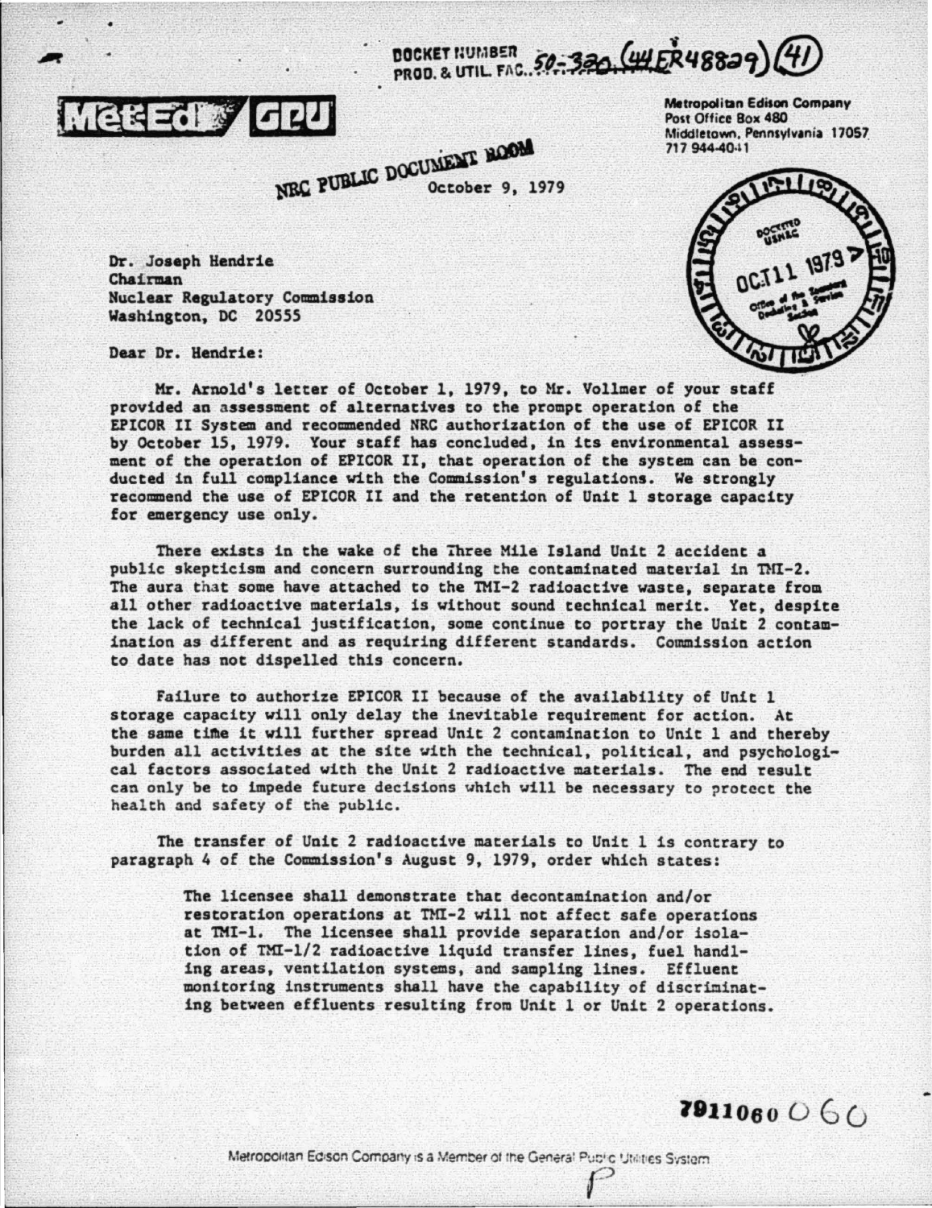DOCKET NUMBER
PROD. & UTIL. FAC. 50-320 (44FR48829) (41)

**Met-Ed / GPU**

Metropolitan Edison Company
Post Office Box 480
Middletown, Pennsylvania 17057
717 944-4041

NRC PUBLIC DOCUMENT ROOM

October 9, 1979

DOCKETED USNRC OCT 11 1979 Office of the Secretary Docketing & Service Section

Dr. Joseph Hendrie
Chairman
Nuclear Regulatory Commission
Washington, DC 20555

Dear Dr. Hendrie:

Mr. Arnold's letter of October 1, 1979, to Mr. Vollmer of your staff provided an assessment of alternatives to the prompt operation of the EPICOR II System and recommended NRC authorization of the use of EPICOR II by October 15, 1979. Your staff has concluded, in its environmental assessment of the operation of EPICOR II, that operation of the system can be conducted in full compliance with the Commission's regulations. We strongly recommend the use of EPICOR II and the retention of Unit 1 storage capacity for emergency use only.

There exists in the wake of the Three Mile Island Unit 2 accident a public skepticism and concern surrounding the contaminated material in TMI-2. The aura that some have attached to the TMI-2 radioactive waste, separate from all other radioactive materials, is without sound technical merit. Yet, despite the lack of technical justification, some continue to portray the Unit 2 contamination as different and as requiring different standards. Commission action to date has not dispelled this concern.

Failure to authorize EPICOR II because of the availability of Unit 1 storage capacity will only delay the inevitable requirement for action. At the same time it will further spread Unit 2 contamination to Unit 1 and thereby burden all activities at the site with the technical, political, and psychological factors associated with the Unit 2 radioactive materials. The end result can only be to impede future decisions which will be necessary to protect the health and safety of the public.

The transfer of Unit 2 radioactive materials to Unit 1 is contrary to paragraph 4 of the Commission's August 9, 1979, order which states:

> The licensee shall demonstrate that decontamination and/or restoration operations at TMI-2 will not affect safe operations at TMI-1. The licensee shall provide separation and/or isolation of TMI-1/2 radioactive liquid transfer lines, fuel handling areas, ventilation systems, and sampling lines. Effluent monitoring instruments shall have the capability of discriminating between effluents resulting from Unit 1 or Unit 2 operations.

7911060060

Metropolitan Edison Company is a Member of the General Public Utilities System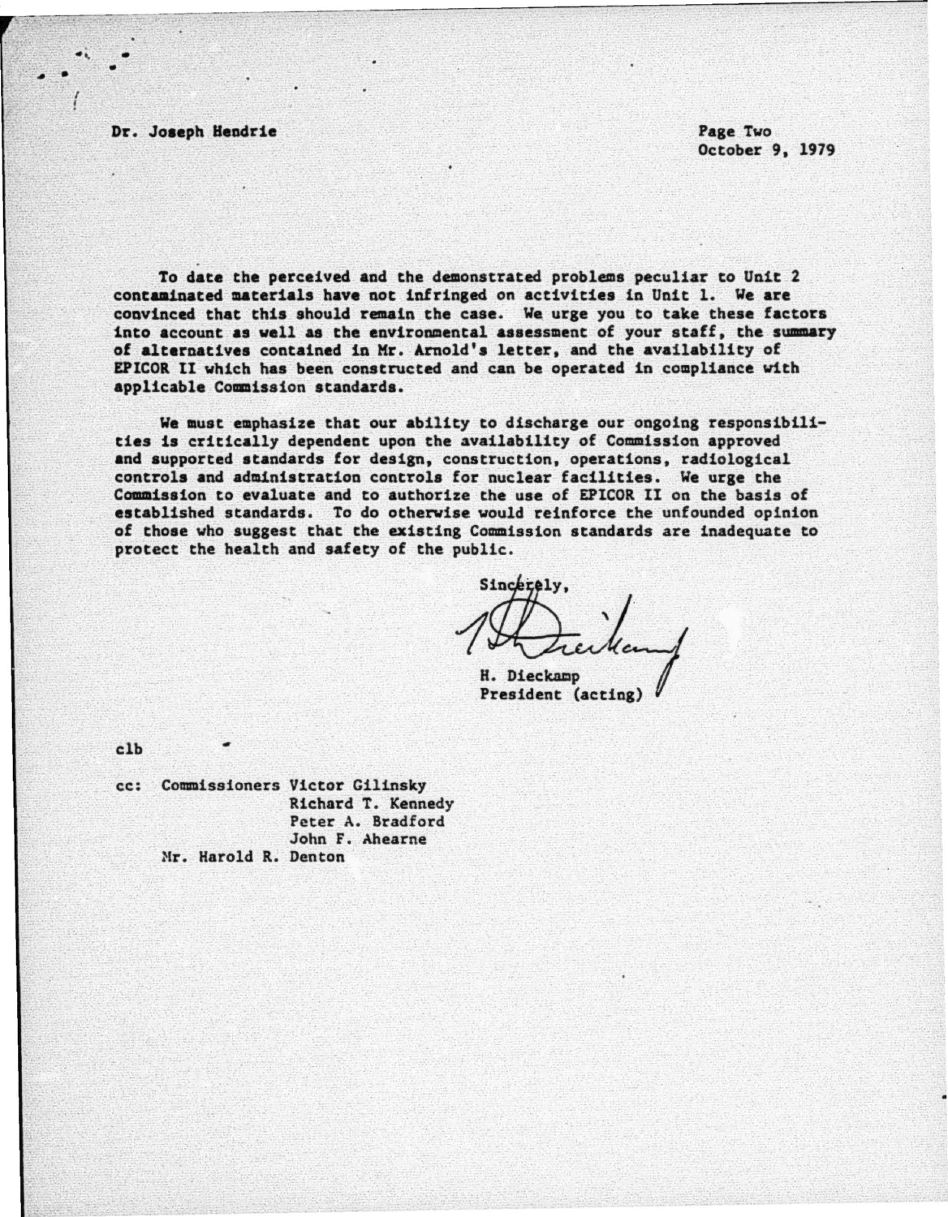Dr. Joseph Hendrie

October 9, 1979

To date the perceived and the demonstrated problems peculiar to Unit 2 contaminated materials have not infringed on activities in Unit 1. We are convinced that this should remain the case. We urge you to take these factors into account as well as the environmental assessment of your staff, the summary of alternatives contained in Mr. Arnold's letter, and the availability of EPICOR II which has been constructed and can be operated in compliance with applicable Commission standards.

We must emphasize that our ability to discharge our ongoing responsibilities is critically dependent upon the availability of Commission approved and supported standards for design, construction, operations, radiological controls and administration controls for nuclear facilities. We urge the Commission to evaluate and to authorize the use of EPICOR II on the basis of established standards. To do otherwise would reinforce the unfounded opinion of those who suggest that the existing Commission standards are inadequate to protect the health and safety of the public.

Sincerely,

H. Dieckamp
President (acting)

clb

cc: Commissioners Victor Gilinsky
Richard T. Kennedy
Peter A. Bradford
John F. Ahearne
Mr. Harold R. Denton